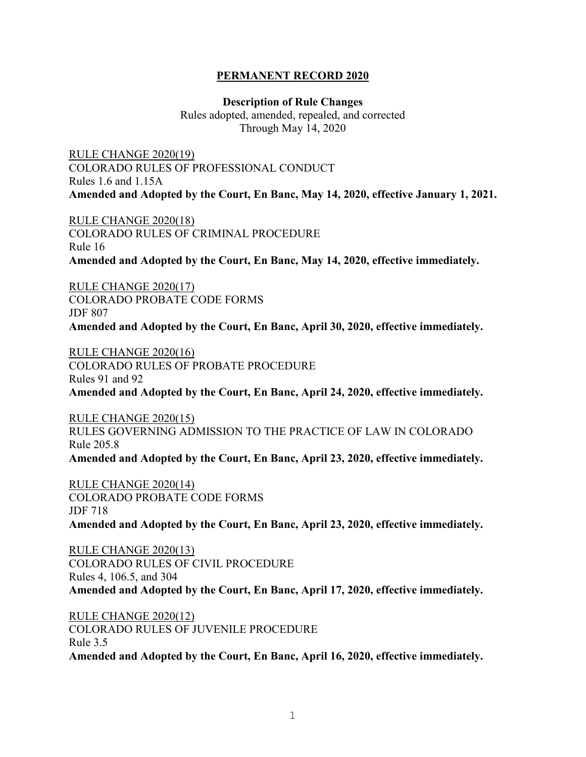# PERMANENT RECORD 2020

**Description of Rule Changes**

Rules adopted, amended, repealed, and corrected
Through May 14, 2020

RULE CHANGE 2020(19)
COLORADO RULES OF PROFESSIONAL CONDUCT
Rules 1.6 and 1.15A
**Amended and Adopted by the Court, En Banc, May 14, 2020, effective January 1, 2021.**

RULE CHANGE 2020(18)
COLORADO RULES OF CRIMINAL PROCEDURE
Rule 16
**Amended and Adopted by the Court, En Banc, May 14, 2020, effective immediately.**

RULE CHANGE 2020(17)
COLORADO PROBATE CODE FORMS
JDF 807
**Amended and Adopted by the Court, En Banc, April 30, 2020, effective immediately.**

RULE CHANGE 2020(16)
COLORADO RULES OF PROBATE PROCEDURE
Rules 91 and 92
**Amended and Adopted by the Court, En Banc, April 24, 2020, effective immediately.**

RULE CHANGE 2020(15)
RULES GOVERNING ADMISSION TO THE PRACTICE OF LAW IN COLORADO
Rule 205.8
**Amended and Adopted by the Court, En Banc, April 23, 2020, effective immediately.**

RULE CHANGE 2020(14)
COLORADO PROBATE CODE FORMS
JDF 718
**Amended and Adopted by the Court, En Banc, April 23, 2020, effective immediately.**

RULE CHANGE 2020(13)
COLORADO RULES OF CIVIL PROCEDURE
Rules 4, 106.5, and 304
**Amended and Adopted by the Court, En Banc, April 17, 2020, effective immediately.**

RULE CHANGE 2020(12)
COLORADO RULES OF JUVENILE PROCEDURE
Rule 3.5
**Amended and Adopted by the Court, En Banc, April 16, 2020, effective immediately.**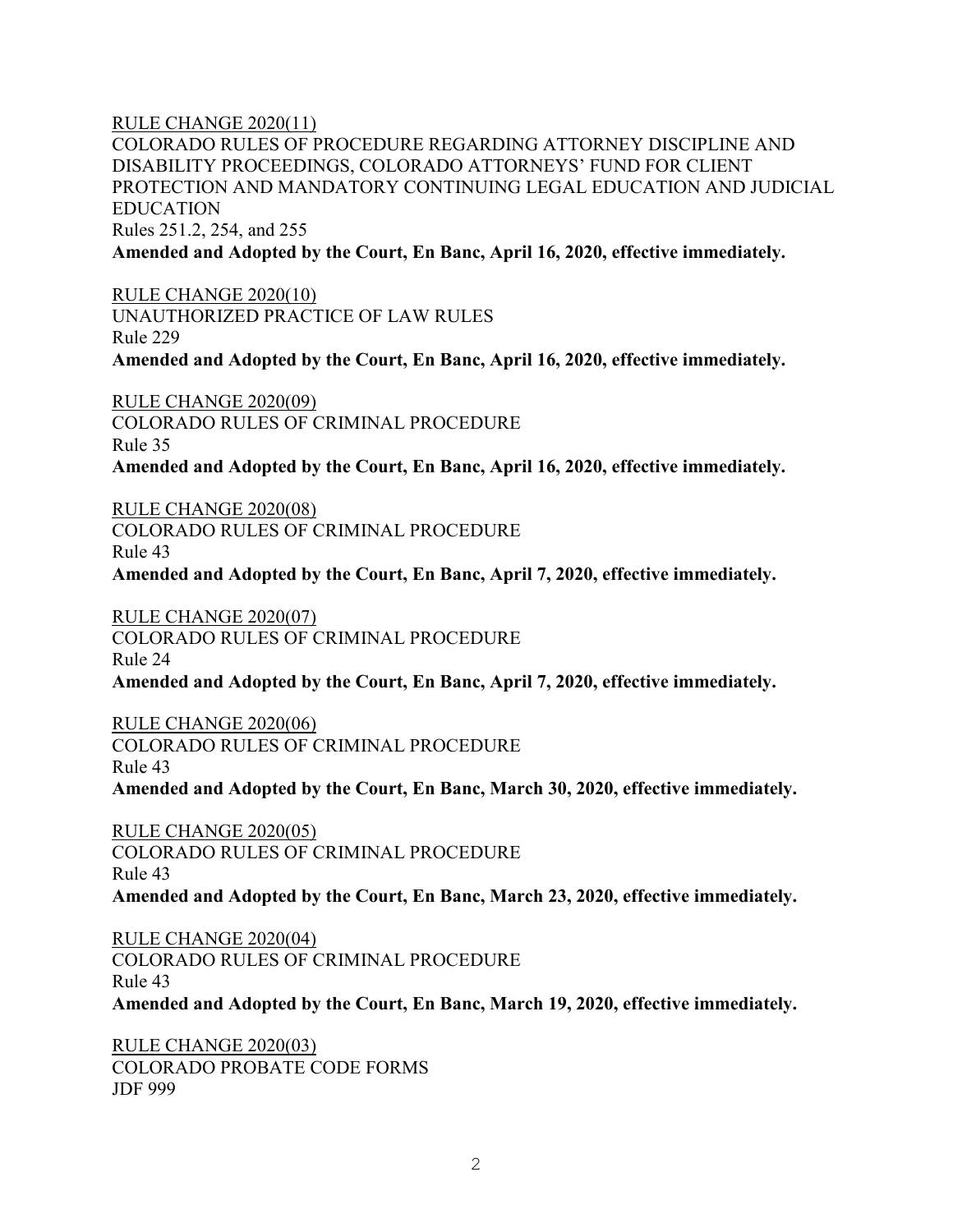RULE CHANGE 2020(11)
COLORADO RULES OF PROCEDURE REGARDING ATTORNEY DISCIPLINE AND DISABILITY PROCEEDINGS, COLORADO ATTORNEYS' FUND FOR CLIENT PROTECTION AND MANDATORY CONTINUING LEGAL EDUCATION AND JUDICIAL EDUCATION
Rules 251.2, 254, and 255
**Amended and Adopted by the Court, En Banc, April 16, 2020, effective immediately.**

RULE CHANGE 2020(10)
UNAUTHORIZED PRACTICE OF LAW RULES
Rule 229
**Amended and Adopted by the Court, En Banc, April 16, 2020, effective immediately.**

RULE CHANGE 2020(09)
COLORADO RULES OF CRIMINAL PROCEDURE
Rule 35
**Amended and Adopted by the Court, En Banc, April 16, 2020, effective immediately.**

RULE CHANGE 2020(08)
COLORADO RULES OF CRIMINAL PROCEDURE
Rule 43
**Amended and Adopted by the Court, En Banc, April 7, 2020, effective immediately.**

RULE CHANGE 2020(07)
COLORADO RULES OF CRIMINAL PROCEDURE
Rule 24
**Amended and Adopted by the Court, En Banc, April 7, 2020, effective immediately.**

RULE CHANGE 2020(06)
COLORADO RULES OF CRIMINAL PROCEDURE
Rule 43
**Amended and Adopted by the Court, En Banc, March 30, 2020, effective immediately.**

RULE CHANGE 2020(05)
COLORADO RULES OF CRIMINAL PROCEDURE
Rule 43
**Amended and Adopted by the Court, En Banc, March 23, 2020, effective immediately.**

RULE CHANGE 2020(04)
COLORADO RULES OF CRIMINAL PROCEDURE
Rule 43
**Amended and Adopted by the Court, En Banc, March 19, 2020, effective immediately.**

RULE CHANGE 2020(03)
COLORADO PROBATE CODE FORMS
JDF 999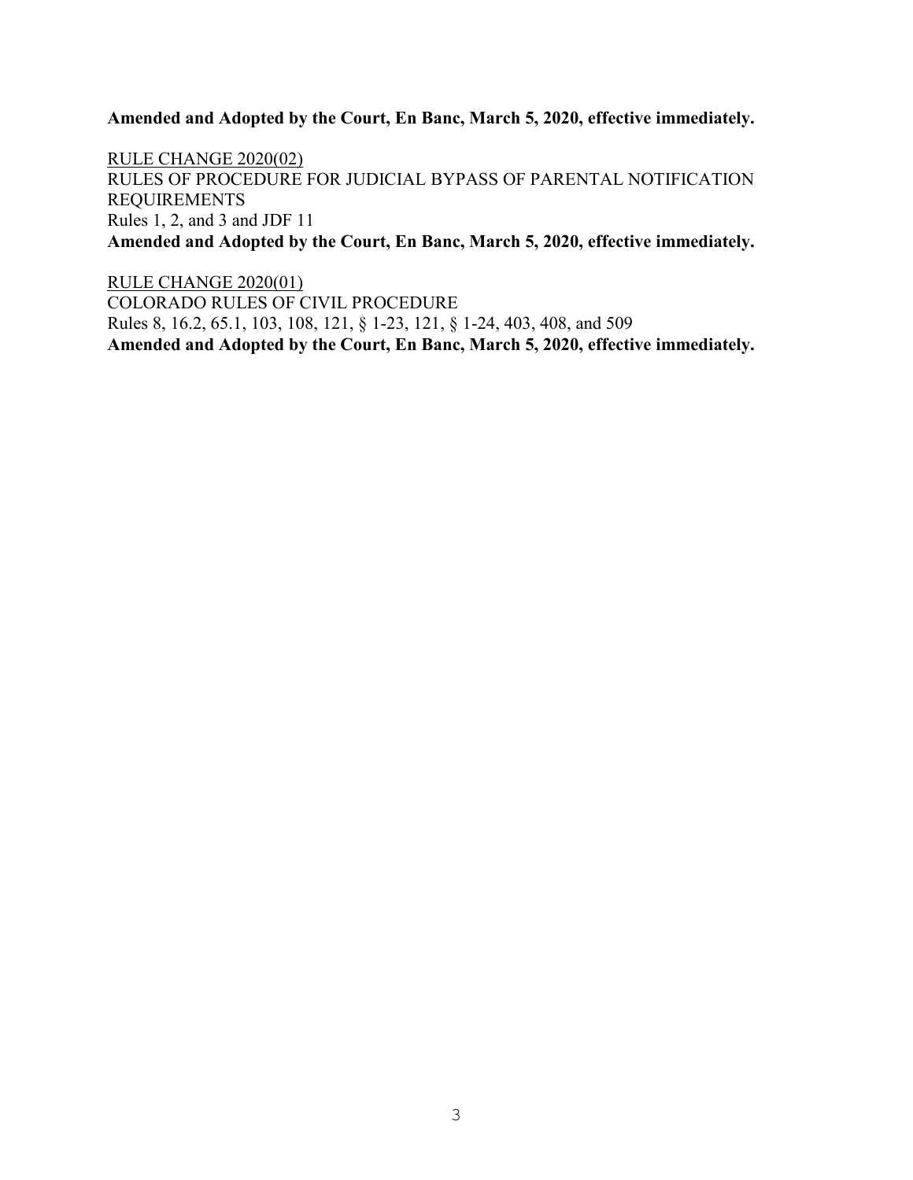**Amended and Adopted by the Court, En Banc, March 5, 2020, effective immediately.**

<u>RULE CHANGE 2020(02)</u>
RULES OF PROCEDURE FOR JUDICIAL BYPASS OF PARENTAL NOTIFICATION REQUIREMENTS
Rules 1, 2, and 3 and JDF 11
**Amended and Adopted by the Court, En Banc, March 5, 2020, effective immediately.**

<u>RULE CHANGE 2020(01)</u>
COLORADO RULES OF CIVIL PROCEDURE
Rules 8, 16.2, 65.1, 103, 108, 121, § 1-23, 121, § 1-24, 403, 408, and 509
**Amended and Adopted by the Court, En Banc, March 5, 2020, effective immediately.**